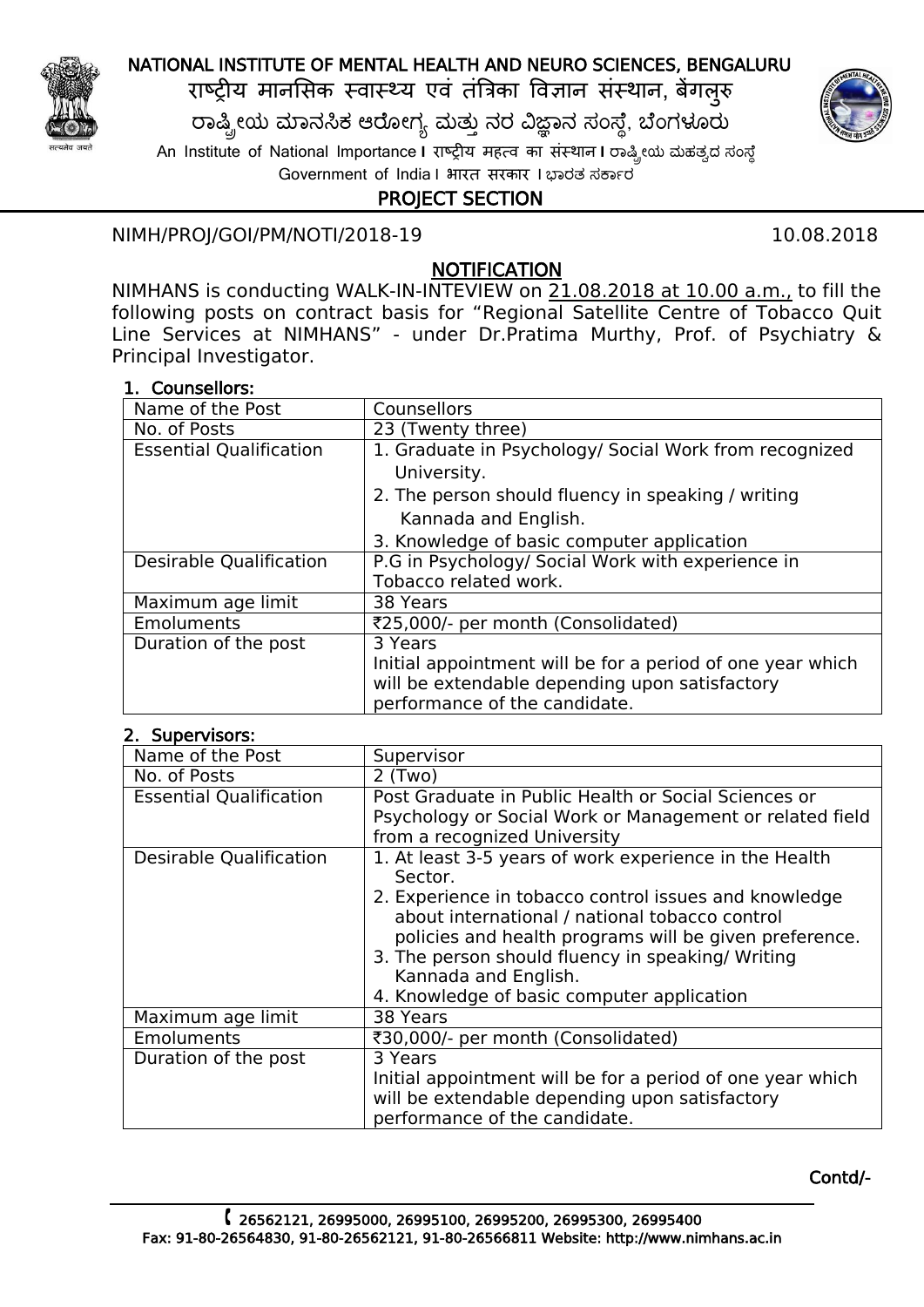# NATIONAL INSTITUTE OF MENTAL HEALTH AND NEURO SCIENCES, BENGALURU

राष्ट्रीय मानसिक स्वास्थ्य एवं तंत्रिका विज्ञान संस्थान, बेंगलुरु

ರಾಷ್ಟ್ರೀಯ ಮಾನಸಿಕ ಆರೋಗ್ಯ ಮತ್ತು ನರ ವಿಜ್ಞಾನ ಸಂಸ್ಥೆ, ಬೆಂಗಳೂರು

An Institute of National Importance I राष्ट्रीय महत्व का संस्थान I ರಾಷ್ಟ್ರೀಯ ಮಹತ್ವದ ಸಂಸ್ಥೆ

Government of India I भारत सरकार I ಭಾರತ ಸರ್ಕಾರ

## PROJECT SECTION

NIMH/PROJ/GOI/PM/NOTI/2018-19 10.08.2018

## NOTIFICATION

NIMHANS is conducting WALK-IN-INTEVIEW on 21.08.2018 at 10.00 a.m., to fill the following posts on contract basis for "Regional Satellite Centre of Tobacco Quit Line Services at NIMHANS" - under Dr.Pratima Murthy, Prof. of Psychiatry & Principal Investigator.

### 1. Counsellors:

| Name of the Post | Counsellors |
|---|---|
| No. of Posts | 23 (Twenty three) |
| Essential Qualification | 1. Graduate in Psychology/ Social Work from recognized University.<br>2. The person should fluency in speaking / writing Kannada and English.<br>3. Knowledge of basic computer application |
| Desirable Qualification | P.G in Psychology/ Social Work with experience in Tobacco related work. |
| Maximum age limit | 38 Years |
| Emoluments | ₹25,000/- per month (Consolidated) |
| Duration of the post | 3 Years<br>Initial appointment will be for a period of one year which will be extendable depending upon satisfactory performance of the candidate. |

### 2. Supervisors:

| Name of the Post | Supervisor |
|---|---|
| No. of Posts | 2 (Two) |
| Essential Qualification | Post Graduate in Public Health or Social Sciences or Psychology or Social Work or Management or related field from a recognized University |
| Desirable Qualification | 1. At least 3-5 years of work experience in the Health Sector.<br>2. Experience in tobacco control issues and knowledge about international / national tobacco control policies and health programs will be given preference.<br>3. The person should fluency in speaking/ Writing Kannada and English.<br>4. Knowledge of basic computer application |
| Maximum age limit | 38 Years |
| Emoluments | ₹30,000/- per month (Consolidated) |
| Duration of the post | 3 Years<br>Initial appointment will be for a period of one year which will be extendable depending upon satisfactory performance of the candidate. |

Contd/-

✆ 26562121, 26995000, 26995100, 26995200, 26995300, 26995400
Fax: 91-80-26564830, 91-80-26562121, 91-80-26566811 Website: http://www.nimhans.ac.in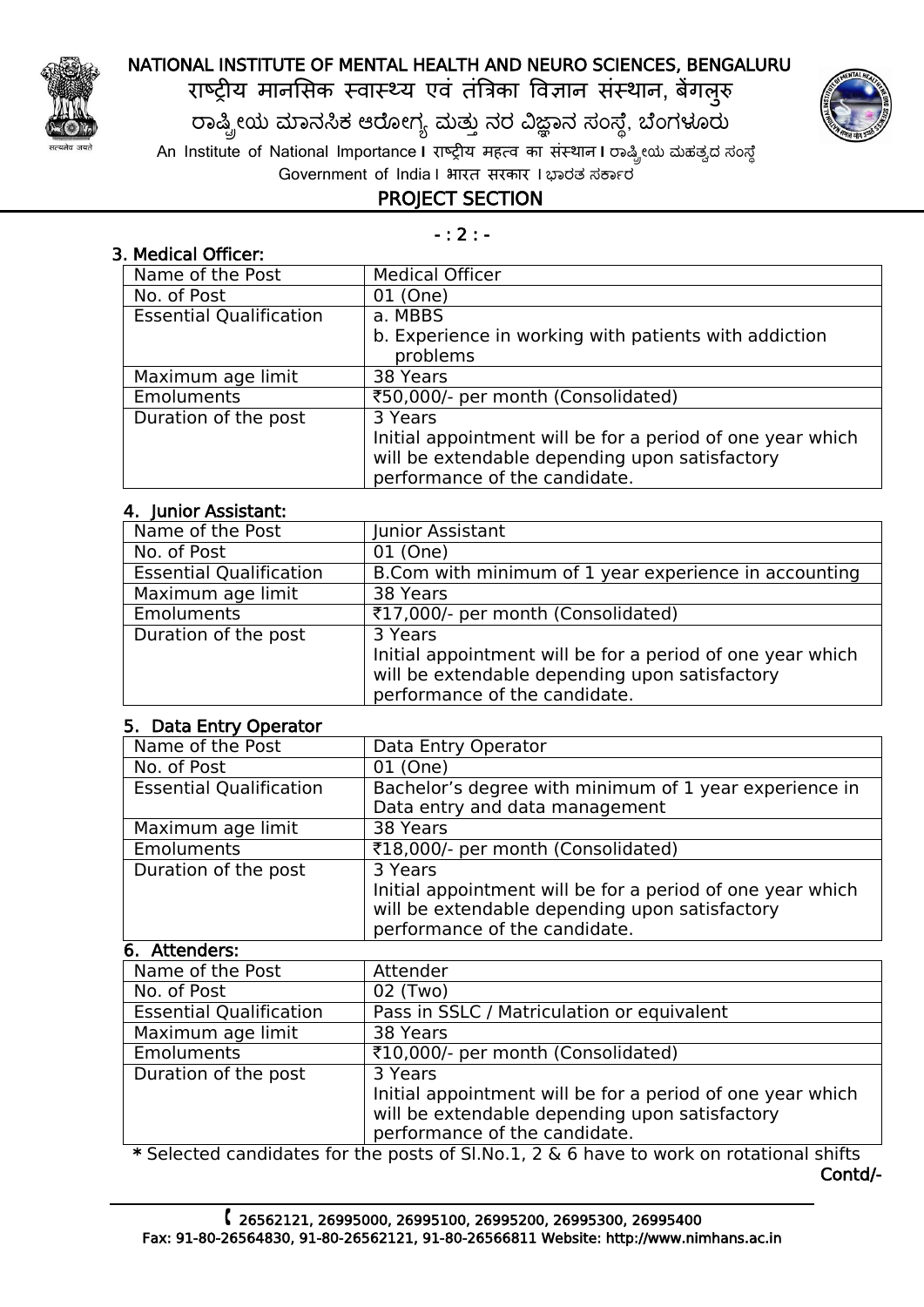### 3. Medical Officer:

| Name of the Post | Medical Officer |
|---|---|
| No. of Post | 01 (One) |
| Essential Qualification | a. MBBS<br>b. Experience in working with patients with addiction problems |
| Maximum age limit | 38 Years |
| Emoluments | ₹50,000/- per month (Consolidated) |
| Duration of the post | 3 Years<br>Initial appointment will be for a period of one year which will be extendable depending upon satisfactory performance of the candidate. |

### 4. Junior Assistant:

| Name of the Post | Junior Assistant |
|---|---|
| No. of Post | 01 (One) |
| Essential Qualification | B.Com with minimum of 1 year experience in accounting |
| Maximum age limit | 38 Years |
| Emoluments | ₹17,000/- per month (Consolidated) |
| Duration of the post | 3 Years<br>Initial appointment will be for a period of one year which will be extendable depending upon satisfactory performance of the candidate. |

### 5. Data Entry Operator

| Name of the Post | Data Entry Operator |
|---|---|
| No. of Post | 01 (One) |
| Essential Qualification | Bachelor's degree with minimum of 1 year experience in Data entry and data management |
| Maximum age limit | 38 Years |
| Emoluments | ₹18,000/- per month (Consolidated) |
| Duration of the post | 3 Years<br>Initial appointment will be for a period of one year which will be extendable depending upon satisfactory performance of the candidate. |

### 6. Attenders:

| Name of the Post | Attender |
|---|---|
| No. of Post | 02 (Two) |
| Essential Qualification | Pass in SSLC / Matriculation or equivalent |
| Maximum age limit | 38 Years |
| Emoluments | ₹10,000/- per month (Consolidated) |
| Duration of the post | 3 Years<br>Initial appointment will be for a period of one year which will be extendable depending upon satisfactory performance of the candidate. |

* Selected candidates for the posts of Sl.No.1, 2 & 6 have to work on rotational shifts

Contd/-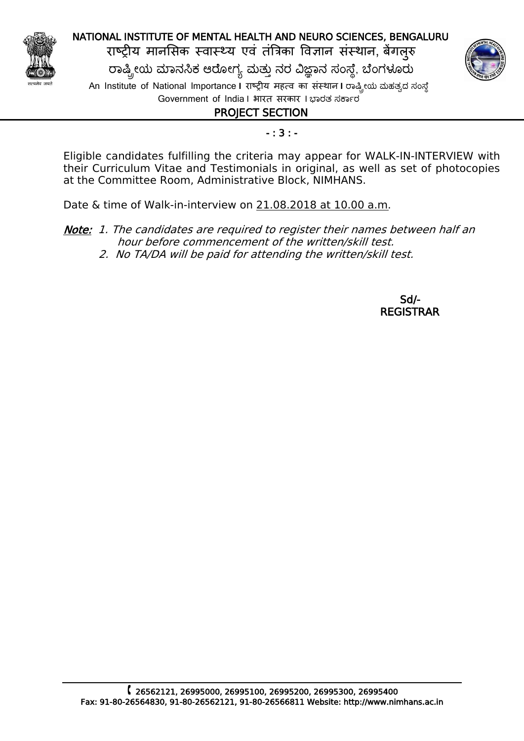Eligible candidates fulfilling the criteria may appear for WALK-IN-INTERVIEW with their Curriculum Vitae and Testimonials in original, as well as set of photocopies at the Committee Room, Administrative Block, NIMHANS.

Date & time of Walk-in-interview on 21.08.2018 at 10.00 a.m.

***Note:*** *1. The candidates are required to register their names between half an hour before commencement of the written/skill test.*
*2. No TA/DA will be paid for attending the written/skill test.*

**Sd/-**
**REGISTRAR**